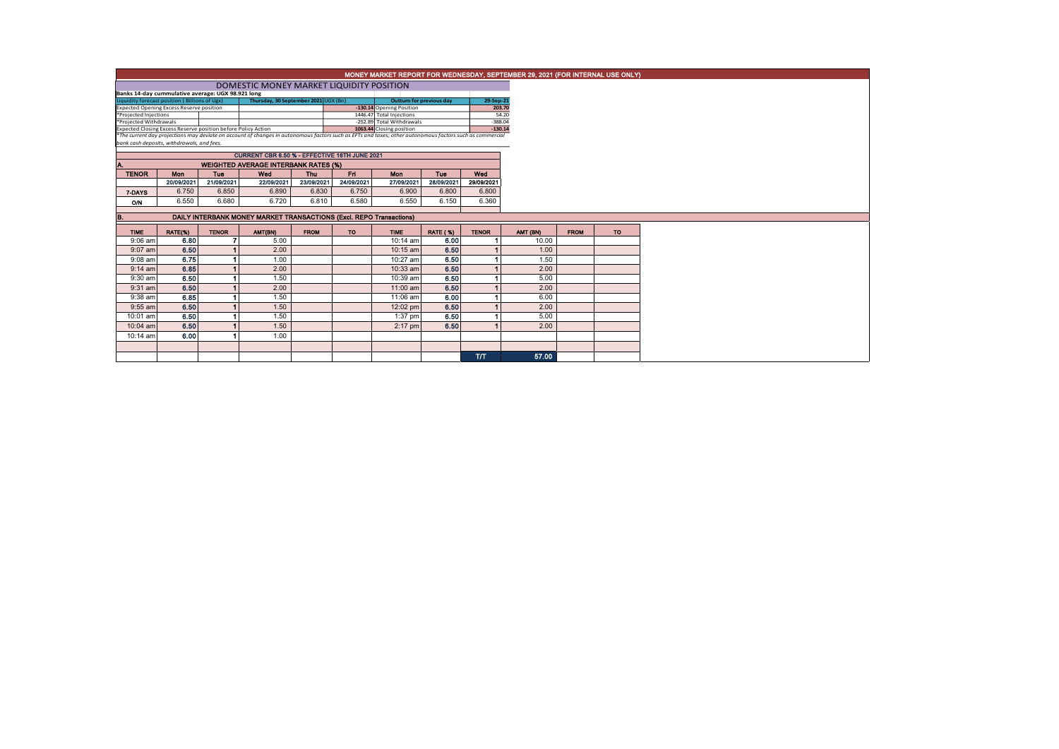# MONEY MARKET REPORT FOR WEDNESDAY, SEPTEMBER 29, 2021 (FOR INTERNAL USE ONLY)

## DOMESTIC MONEY MARKET LIQUIDITY POSITION

Banks 14-day cummulative average: UGX 98.921 long

| Liquidity forecast position (Billions of Ugx) | Thursday, 30 September 2021 UGX (Bn) | | Outturn for previous day | 29-Sep-21 |
|---|---|---|---|---|
| Expected Opening Excess Reserve position | | -130.14 | Opening Position | 203.70 |
| *Projected Injections | | 1446.47 | Total Injections | 54.20 |
| *Projected Withdrawals | | -252.89 | Total Withdrawals | -388.04 |
| Expected Closing Excess Reserve position before Policy Action | | 1063.44 | Closing position | -130.14 |

*The current day projections may deviate on account of changes in autonomous factors such as EFTs and taxes; other autonomous factors such as commercial bank cash deposits, withdrawals, and fees.

### CURRENT CBR 6.50 % - EFFECTIVE 16TH JUNE 2021

### A. WEIGHTED AVERAGE INTERBANK RATES (%)

| TENOR | Mon | Tue | Wed | Thu | Fri | Mon | Tue | Wed |
|---|---|---|---|---|---|---|---|---|
| | 20/09/2021 | 21/09/2021 | 22/09/2021 | 23/09/2021 | 24/09/2021 | 27/09/2021 | 28/09/2021 | 29/09/2021 |
| 7-DAYS | 6.750 | 6.850 | 6.890 | 6.830 | 6.750 | 6.900 | 6.800 | 6.800 |
| O/N | 6.550 | 6.680 | 6.720 | 6.810 | 6.580 | 6.550 | 6.150 | 6.360 |

### B. DAILY INTERBANK MONEY MARKET TRANSACTIONS (Excl. REPO Transactions)

| TIME | RATE(%) | TENOR | AMT(BN) | FROM | TO | TIME | RATE (%) | TENOR | AMT (BN) | FROM | TO |
|---|---|---|---|---|---|---|---|---|---|---|---|
| 9:06 am | 6.80 | 7 | 5.00 | | | 10:14 am | 6.00 | 1 | 10.00 | | |
| 9:07 am | 6.50 | 1 | 2.00 | | | 10:15 am | 6.50 | 1 | 1.00 | | |
| 9:08 am | 6.75 | 1 | 1.00 | | | 10:27 am | 6.50 | 1 | 1.50 | | |
| 9:14 am | 6.85 | 1 | 2.00 | | | 10:33 am | 6.50 | 1 | 2.00 | | |
| 9:30 am | 6.50 | 1 | 1.50 | | | 10:39 am | 6.50 | 1 | 5.00 | | |
| 9:31 am | 6.50 | 1 | 2.00 | | | 11:00 am | 6.50 | 1 | 2.00 | | |
| 9:38 am | 6.85 | 1 | 1.50 | | | 11:06 am | 6.00 | 1 | 6.00 | | |
| 9:55 am | 6.50 | 1 | 1.50 | | | 12:02 pm | 6.50 | 1 | 2.00 | | |
| 10:01 am | 6.50 | 1 | 1.50 | | | 1:37 pm | 6.50 | 1 | 5.00 | | |
| 10:04 am | 6.50 | 1 | 1.50 | | | 2:17 pm | 6.50 | 1 | 2.00 | | |
| 10:14 am | 6.00 | 1 | 1.00 | | | | | | | | |
| | | | | | | | | | | | |
| | | | | | | | | T/T | 57.00 | | |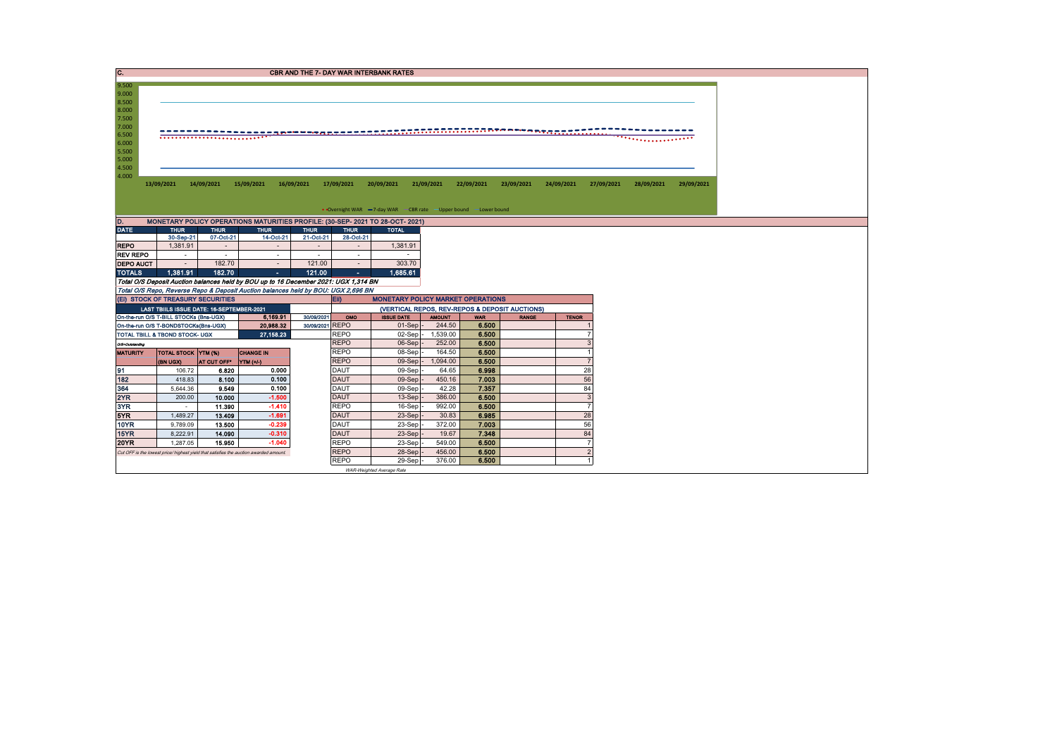## C. CBR AND THE 7- DAY WAR INTERBANK RATES

9.500
9.000
8.500
8.000
7.500
7.000
6.500
6.000
5.500
5.000
4.500
4.000

13/09/2021 14/09/2021 15/09/2021 16/09/2021 17/09/2021 20/09/2021 21/09/2021 22/09/2021 23/09/2021 24/09/2021 27/09/2021 28/09/2021 29/09/2021

Overnight WAR — 7-day WAR — CBR rate — Upper bound — Lower bound

## D. MONETARY POLICY OPERATIONS MATURITIES PROFILE: (30-SEP- 2021 TO 28-OCT- 2021)

| DATE | THUR 30-Sep-21 | THUR 07-Oct-21 | THUR 14-Oct-21 | THUR 21-Oct-21 | THUR 28-Oct-21 | TOTAL |
|---|---|---|---|---|---|---|
| REPO | 1,381.91 | - | - | - | - | 1,381.91 |
| REV REPO | - | - | - | - | - | - |
| DEPO AUCT | - | 182.70 | - | 121.00 | - | 303.70 |
| TOTALS | 1,381.91 | 182.70 | - | 121.00 | - | 1,685.61 |

*Total O/S Deposit Auction balances held by BOU up to 16 December 2021: UGX 1,314 BN*

*Total O/S Repo, Reverse Repo & Deposit Auction balances held by BOU: UGX 2,696 BN*

## (EI) STOCK OF TREASURY SECURITIES

| LAST TBIILS ISSUE DATE: 16-SEPTEMBER-2021 | | | |
|---|---|---|---|
| On-the-run O/S T-BILL STOCKs (Bns-UGX) | | 6,169.91 | 30/09/2021 |
| On-the-run O/S T-BONDSTOCKs(Bns-UGX) | | 20,988.32 | 30/09/2021 |
| TOTAL TBILL & TBOND STOCK- UGX | | 27,158.23 | |

O/S=Outstanding

| MATURITY | TOTAL STOCK (BN UGX) | YTM (%) AT CUT OFF* | CHANGE IN YTM (+/-) |
|---|---|---|---|
| 91 | 106.72 | 6.820 | 0.000 |
| 182 | 418.83 | 8.100 | 0.100 |
| 364 | 5,644.36 | 9.549 | 0.100 |
| 2YR | 200.00 | 10.000 | -1.500 |
| 3YR | - | 11.390 | -1.410 |
| 5YR | 1,489.27 | 13.409 | -1.691 |
| 10YR | 9,789.09 | 13.500 | -0.239 |
| 15YR | 8,222.91 | 14.090 | -0.310 |
| 20YR | 1,287.05 | 15.950 | -1.040 |

*Cut OFF is the lowest price/ highest yield that satisfies the auction awarded amount.*

## EII) MONETARY POLICY MARKET OPERATIONS

(VERTICAL REPOS, REV-REPOS & DEPOSIT AUCTIONS)

| OMO | ISSUE DATE | AMOUNT | WAR | RANGE | TENOR |
|---|---|---|---|---|---|
| REPO | 01-Sep | 244.50 | 6.500 | | 1 |
| REPO | 02-Sep | 1,539.00 | 6.500 | | 7 |
| REPO | 06-Sep | 252.00 | 6.500 | | 3 |
| REPO | 08-Sep | 164.50 | 6.500 | | 1 |
| REPO | 09-Sep | 1,094.00 | 6.500 | | 7 |
| DAUT | 09-Sep | 64.65 | 6.998 | | 28 |
| DAUT | 09-Sep | 450.16 | 7.003 | | 56 |
| DAUT | 09-Sep | 42.28 | 7.357 | | 84 |
| DAUT | 13-Sep | 386.00 | 6.500 | | 3 |
| REPO | 16-Sep | 992.00 | 6.500 | | 7 |
| DAUT | 23-Sep | 30.83 | 6.985 | | 28 |
| DAUT | 23-Sep | 372.00 | 7.003 | | 56 |
| DAUT | 23-Sep | 19.67 | 7.348 | | 84 |
| REPO | 23-Sep | 549.00 | 6.500 | | 7 |
| REPO | 28-Sep | 456.00 | 6.500 | | 2 |
| REPO | 29-Sep | 376.00 | 6.500 | | 1 |

*WAR-Weighted Average Rate*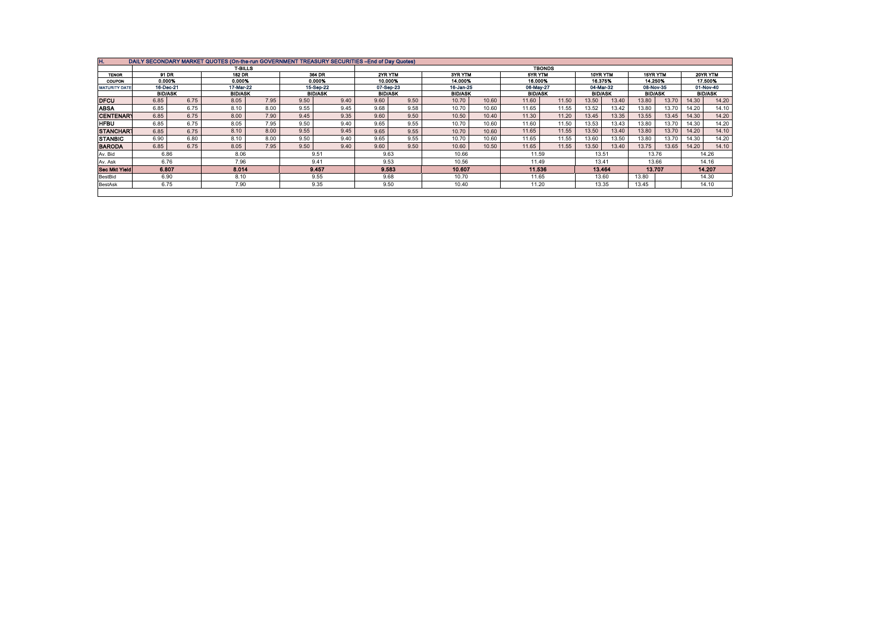| H. | DAILY SECONDARY MARKET QUOTES (On-the-run GOVERNMENT TREASURY SECURITIES –End of Day Quotes) | | | | | | | | | | | | | | | | | | | | | | | | | | |
|---|---|---|---|---|---|---|---|---|---|---|---|---|---|---|---|---|---|---|
| | T-BILLS | | | | | | TBONDS | | | | | | | | | | | |
| TENOR | 91 DR | | 182 DR | | 364 DR | | 2YR YTM | | 3YR YTM | | 5YR YTM | | 10YR YTM | | 15YR YTM | | 20YR YTM | |
| COUPON | 0.000% | | 0.000% | | 0.000% | | 10.000% | | 14.000% | | 16.000% | | 16.375% | | 14.250% | | 17.500% | |
| MATURITY DATE | 16-Dec-21 | | 17-Mar-22 | | 15-Sep-22 | | 07-Sep-23 | | 16-Jan-25 | | 06-May-27 | | 04-Mar-32 | | 08-Nov-35 | | 01-Nov-40 | |
| | BID/ASK | | BID/ASK | | BID/ASK | | BID/ASK | | BID/ASK | | BID/ASK | | BID/ASK | | BID/ASK | | BID/ASK | |
| DFCU | 6.85 | 6.75 | 8.05 | 7.95 | 9.50 | 9.40 | 9.60 | 9.50 | 10.70 | 10.60 | 11.60 | 11.50 | 13.50 | 13.40 | 13.80 | 13.70 | 14.30 | 14.20 |
| ABSA | 6.85 | 6.75 | 8.10 | 8.00 | 9.55 | 9.45 | 9.68 | 9.58 | 10.70 | 10.60 | 11.65 | 11.55 | 13.52 | 13.42 | 13.80 | 13.70 | 14.20 | 14.10 |
| CENTENARY | 6.85 | 6.75 | 8.00 | 7.90 | 9.45 | 9.35 | 9.60 | 9.50 | 10.50 | 10.40 | 11.30 | 11.20 | 13.45 | 13.35 | 13.55 | 13.45 | 14.30 | 14.20 |
| HFBU | 6.85 | 6.75 | 8.05 | 7.95 | 9.50 | 9.40 | 9.65 | 9.55 | 10.70 | 10.60 | 11.60 | 11.50 | 13.53 | 13.43 | 13.80 | 13.70 | 14.30 | 14.20 |
| STANCHART | 6.85 | 6.75 | 8.10 | 8.00 | 9.55 | 9.45 | 9.65 | 9.55 | 10.70 | 10.60 | 11.65 | 11.55 | 13.50 | 13.40 | 13.80 | 13.70 | 14.20 | 14.10 |
| STANBIC | 6.90 | 6.80 | 8.10 | 8.00 | 9.50 | 9.40 | 9.65 | 9.55 | 10.70 | 10.60 | 11.65 | 11.55 | 13.60 | 13.50 | 13.80 | 13.70 | 14.30 | 14.20 |
| BARODA | 6.85 | 6.75 | 8.05 | 7.95 | 9.50 | 9.40 | 9.60 | 9.50 | 10.60 | 10.50 | 11.65 | 11.55 | 13.50 | 13.40 | 13.75 | 13.65 | 14.20 | 14.10 |
| Av. Bid | 6.86 | | 8.06 | | 9.51 | | 9.63 | | 10.66 | | 11.59 | | 13.51 | | 13.76 | | 14.26 | |
| Av. Ask | 6.76 | | 7.96 | | 9.41 | | 9.53 | | 10.56 | | 11.49 | | 13.41 | | 13.66 | | 14.16 | |
| Sec Mkt Yield | 6.807 | | 8.014 | | 9.457 | | 9.583 | | 10.607 | | 11.536 | | 13.464 | | 13.707 | | 14.207 | |
| BestBid | 6.90 | | 8.10 | | 9.55 | | 9.68 | | 10.70 | | 11.65 | | 13.60 | | 13.80 | | 14.30 | |
| BestAsk | 6.75 | | 7.90 | | 9.35 | | 9.50 | | 10.40 | | 11.20 | | 13.35 | | 13.45 | | 14.10 | |